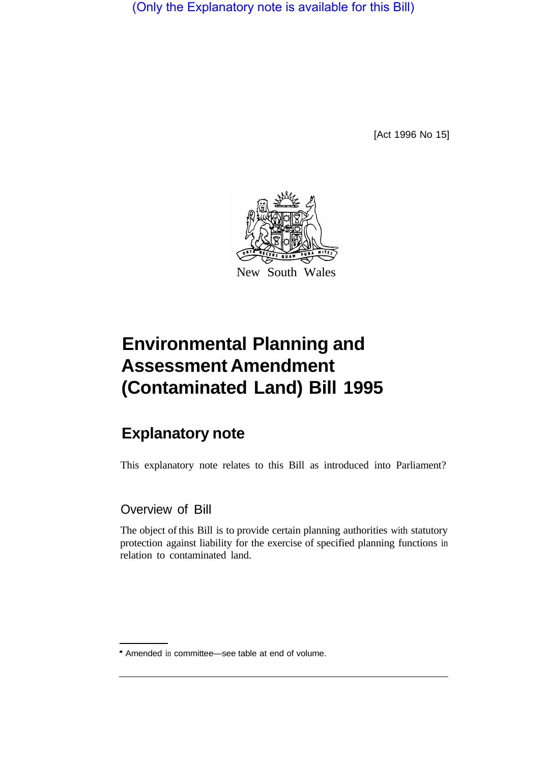(Only the Explanatory note is available for this Bill)

[Act 1996 No 15]

New South Wales

# Environmental Planning and Assessment Amendment (Contaminated Land) Bill 1995

## Explanatory note

This explanatory note relates to this Bill as introduced into Parliament*

### Overview of Bill

The object of this Bill is to provide certain planning authorities with statutory protection against liability for the exercise of specified planning functions in relation to contaminated land.

* Amended in committee—see table at end of volume.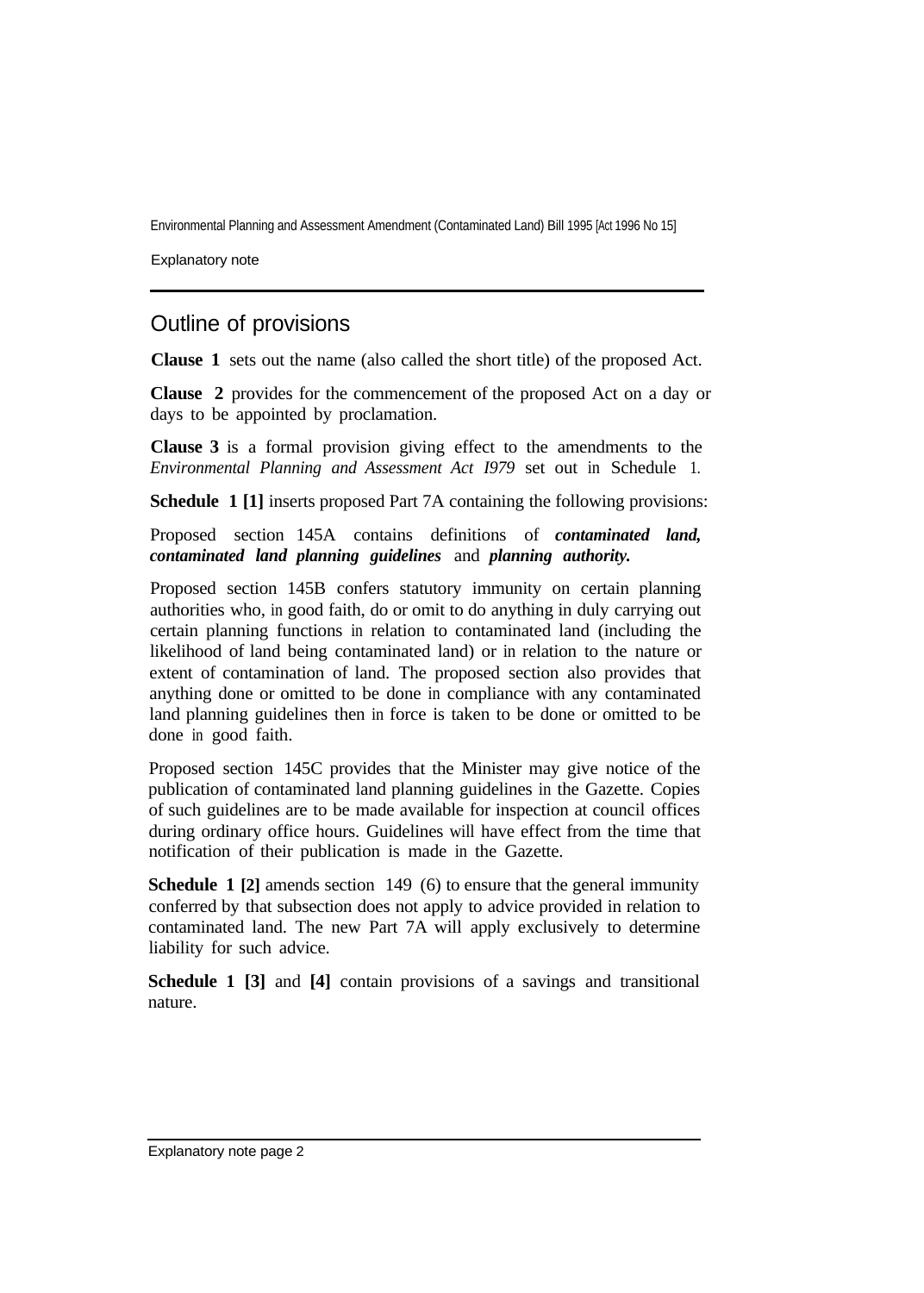## Outline of provisions

**Clause 1** sets out the name (also called the short title) of the proposed Act.

**Clause 2** provides for the commencement of the proposed Act on a day or days to be appointed by proclamation.

**Clause 3** is a formal provision giving effect to the amendments to the *Environmental Planning and Assessment Act I979* set out in Schedule 1.

**Schedule 1 [1]** inserts proposed Part 7A containing the following provisions:

Proposed section 145A contains definitions of ***contaminated land, contaminated land planning guidelines*** and ***planning authority.***

Proposed section 145B confers statutory immunity on certain planning authorities who, in good faith, do or omit to do anything in duly carrying out certain planning functions in relation to contaminated land (including the likelihood of land being contaminated land) or in relation to the nature or extent of contamination of land. The proposed section also provides that anything done or omitted to be done in compliance with any contaminated land planning guidelines then in force is taken to be done or omitted to be done in good faith.

Proposed section 145C provides that the Minister may give notice of the publication of contaminated land planning guidelines in the Gazette. Copies of such guidelines are to be made available for inspection at council offices during ordinary office hours. Guidelines will have effect from the time that notification of their publication is made in the Gazette.

**Schedule 1 [2]** amends section 149 (6) to ensure that the general immunity conferred by that subsection does not apply to advice provided in relation to contaminated land. The new Part 7A will apply exclusively to determine liability for such advice.

**Schedule 1 [3]** and **[4]** contain provisions of a savings and transitional nature.